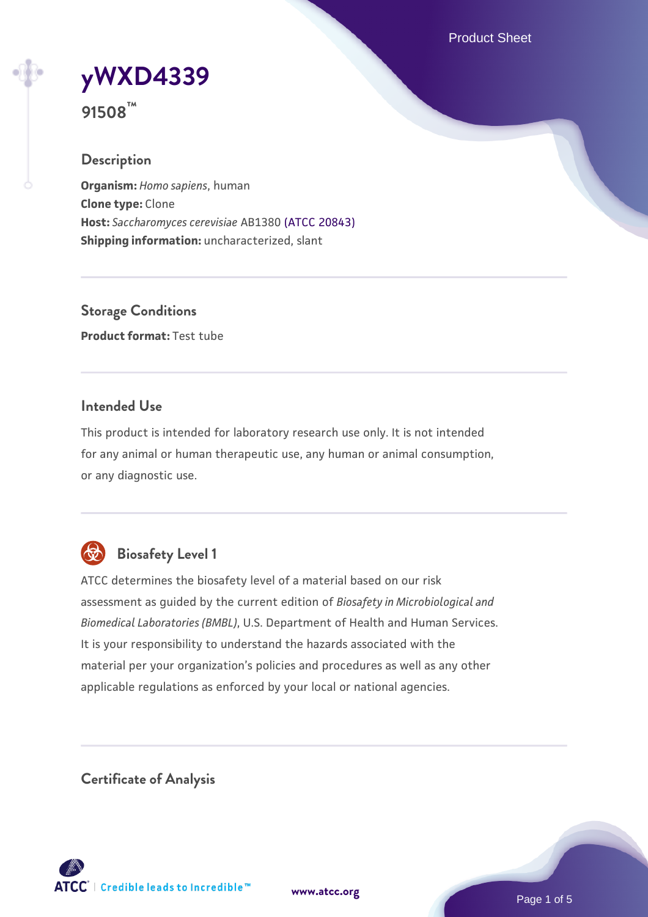# yWXD4339

**91508™**

## Description

**Organism:** *Homo sapiens*, human
**Clone type:** Clone
**Host:** *Saccharomyces cerevisiae* AB1380 (ATCC 20843)
**Shipping information:** uncharacterized, slant

## Storage Conditions

**Product format:** Test tube

## Intended Use

This product is intended for laboratory research use only. It is not intended for any animal or human therapeutic use, any human or animal consumption, or any diagnostic use.

## Biosafety Level 1

ATCC determines the biosafety level of a material based on our risk assessment as guided by the current edition of *Biosafety in Microbiological and Biomedical Laboratories (BMBL)*, U.S. Department of Health and Human Services. It is your responsibility to understand the hazards associated with the material per your organization's policies and procedures as well as any other applicable regulations as enforced by your local or national agencies.

## Certificate of Analysis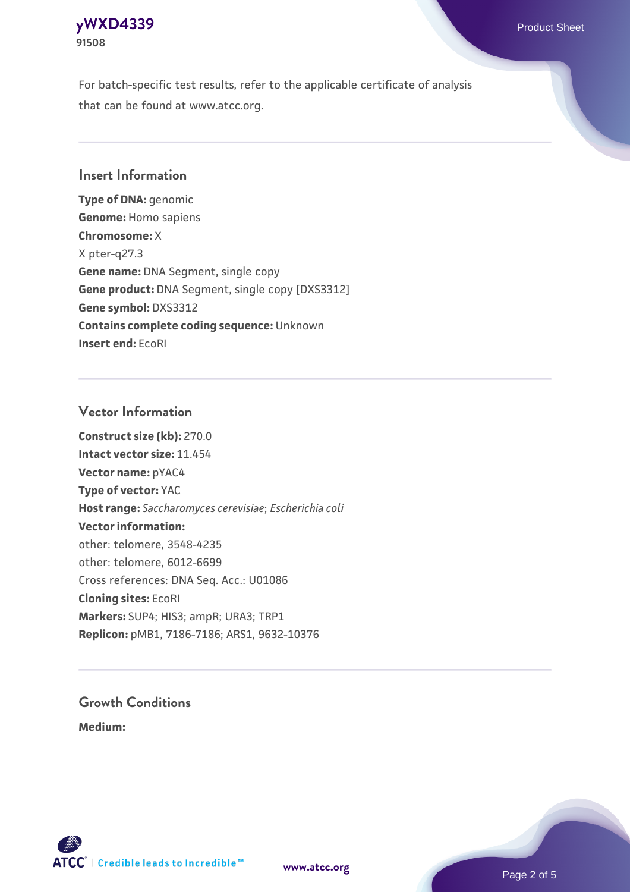For batch-specific test results, refer to the applicable certificate of analysis that can be found at www.atcc.org.

## Insert Information

**Type of DNA:** genomic
**Genome:** Homo sapiens
**Chromosome:** X
X pter-q27.3
**Gene name:** DNA Segment, single copy
**Gene product:** DNA Segment, single copy [DXS3312]
**Gene symbol:** DXS3312
**Contains complete coding sequence:** Unknown
**Insert end:** EcoRI

## Vector Information

**Construct size (kb):** 270.0
**Intact vector size:** 11.454
**Vector name:** pYAC4
**Type of vector:** YAC
**Host range:** *Saccharomyces cerevisiae*; *Escherichia coli*
**Vector information:**
other: telomere, 3548-4235
other: telomere, 6012-6699
Cross references: DNA Seq. Acc.: U01086
**Cloning sites:** EcoRI
**Markers:** SUP4; HIS3; ampR; URA3; TRP1
**Replicon:** pMB1, 7186-7186; ARS1, 9632-10376

## Growth Conditions

**Medium:**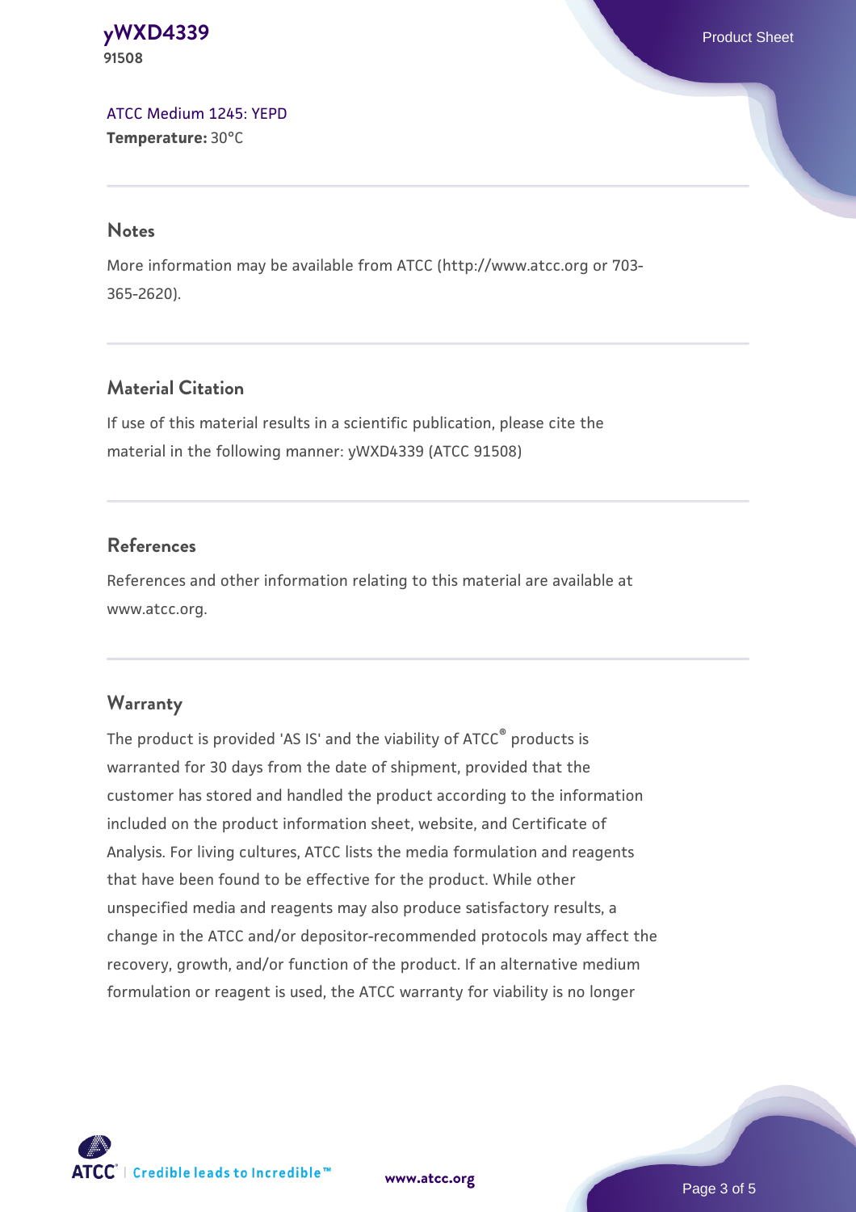ATCC Medium 1245: YEPD
**Temperature:** 30°C

## Notes

More information may be available from ATCC (http://www.atcc.org or 703-365-2620).

## Material Citation

If use of this material results in a scientific publication, please cite the material in the following manner: yWXD4339 (ATCC 91508)

## References

References and other information relating to this material are available at www.atcc.org.

## Warranty

The product is provided 'AS IS' and the viability of ATCC® products is warranted for 30 days from the date of shipment, provided that the customer has stored and handled the product according to the information included on the product information sheet, website, and Certificate of Analysis. For living cultures, ATCC lists the media formulation and reagents that have been found to be effective for the product. While other unspecified media and reagents may also produce satisfactory results, a change in the ATCC and/or depositor-recommended protocols may affect the recovery, growth, and/or function of the product. If an alternative medium formulation or reagent is used, the ATCC warranty for viability is no longer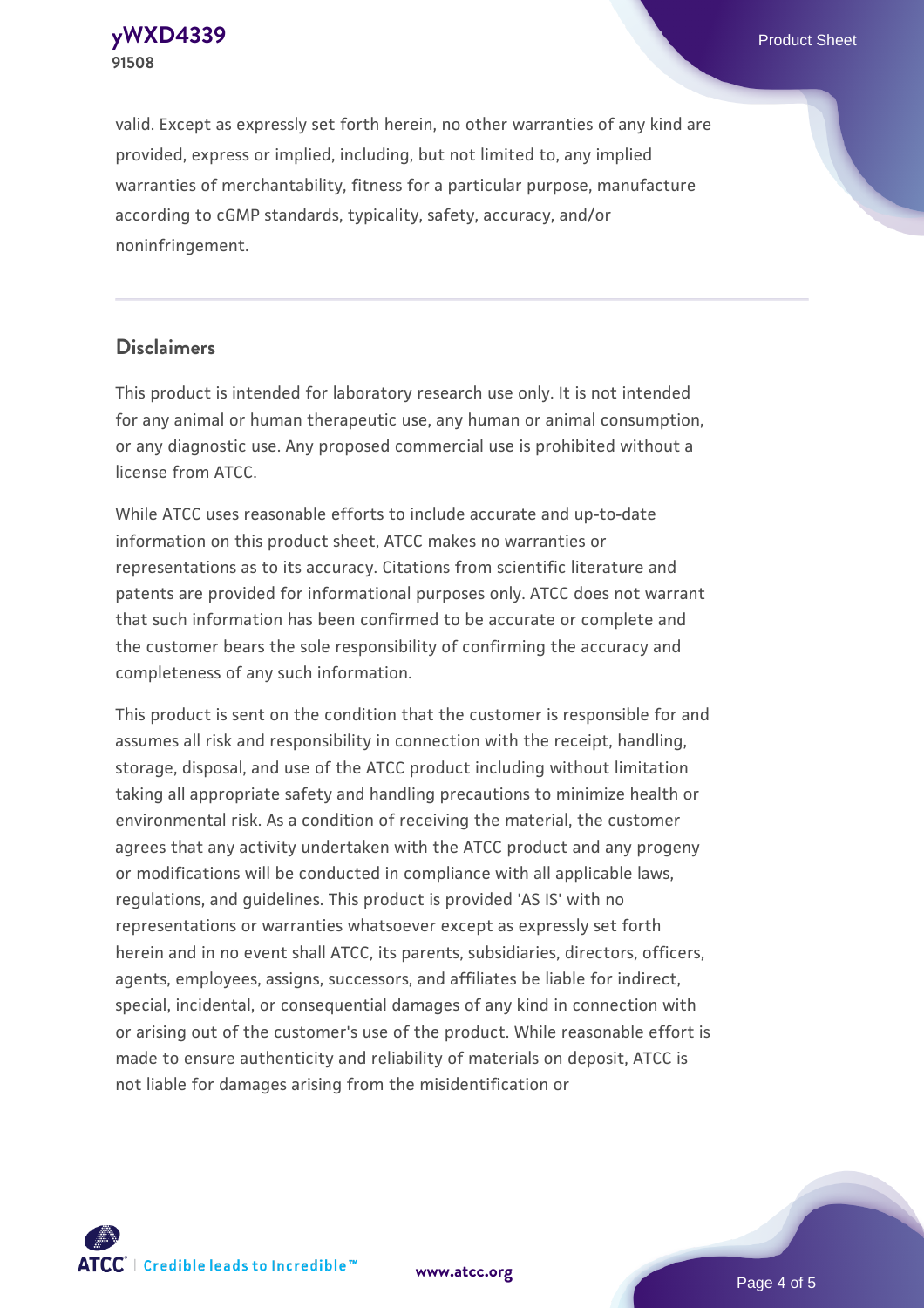valid. Except as expressly set forth herein, no other warranties of any kind are provided, express or implied, including, but not limited to, any implied warranties of merchantability, fitness for a particular purpose, manufacture according to cGMP standards, typicality, safety, accuracy, and/or noninfringement.

## Disclaimers

This product is intended for laboratory research use only. It is not intended for any animal or human therapeutic use, any human or animal consumption, or any diagnostic use. Any proposed commercial use is prohibited without a license from ATCC.

While ATCC uses reasonable efforts to include accurate and up-to-date information on this product sheet, ATCC makes no warranties or representations as to its accuracy. Citations from scientific literature and patents are provided for informational purposes only. ATCC does not warrant that such information has been confirmed to be accurate or complete and the customer bears the sole responsibility of confirming the accuracy and completeness of any such information.

This product is sent on the condition that the customer is responsible for and assumes all risk and responsibility in connection with the receipt, handling, storage, disposal, and use of the ATCC product including without limitation taking all appropriate safety and handling precautions to minimize health or environmental risk. As a condition of receiving the material, the customer agrees that any activity undertaken with the ATCC product and any progeny or modifications will be conducted in compliance with all applicable laws, regulations, and guidelines. This product is provided 'AS IS' with no representations or warranties whatsoever except as expressly set forth herein and in no event shall ATCC, its parents, subsidiaries, directors, officers, agents, employees, assigns, successors, and affiliates be liable for indirect, special, incidental, or consequential damages of any kind in connection with or arising out of the customer's use of the product. While reasonable effort is made to ensure authenticity and reliability of materials on deposit, ATCC is not liable for damages arising from the misidentification or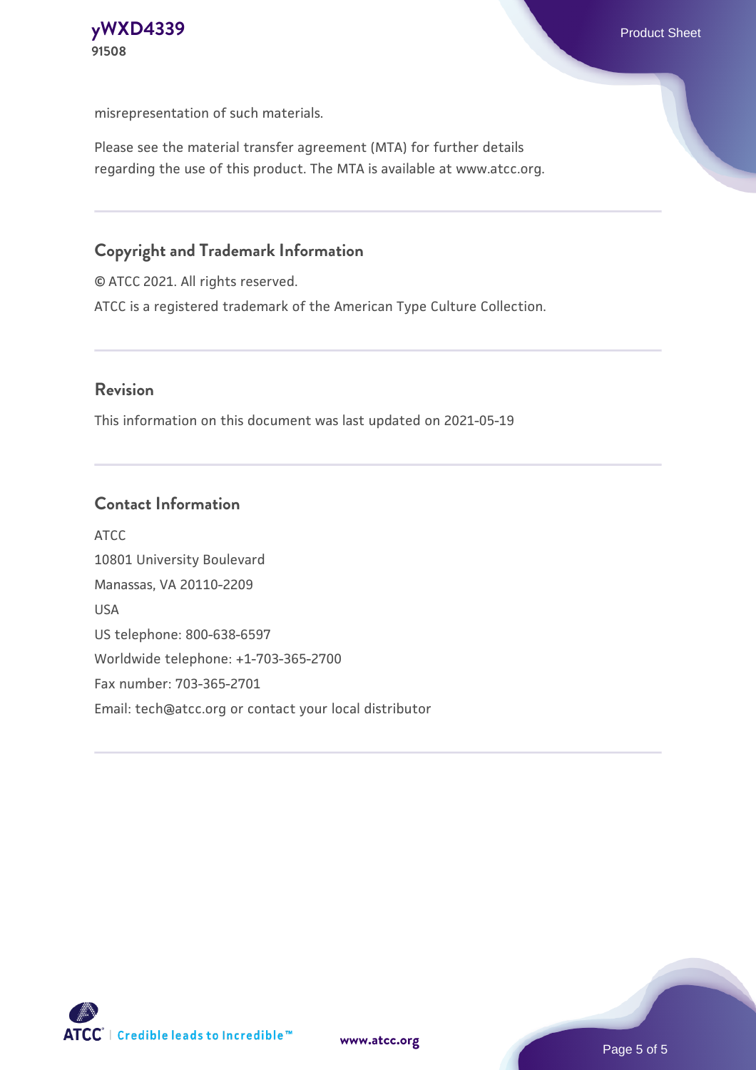misrepresentation of such materials.

Please see the material transfer agreement (MTA) for further details regarding the use of this product. The MTA is available at www.atcc.org.

## Copyright and Trademark Information

© ATCC 2021. All rights reserved.

ATCC is a registered trademark of the American Type Culture Collection.

## Revision

This information on this document was last updated on 2021-05-19

## Contact Information

ATCC
10801 University Boulevard
Manassas, VA 20110-2209
USA
US telephone: 800-638-6597
Worldwide telephone: +1-703-365-2700
Fax number: 703-365-2701
Email: tech@atcc.org or contact your local distributor